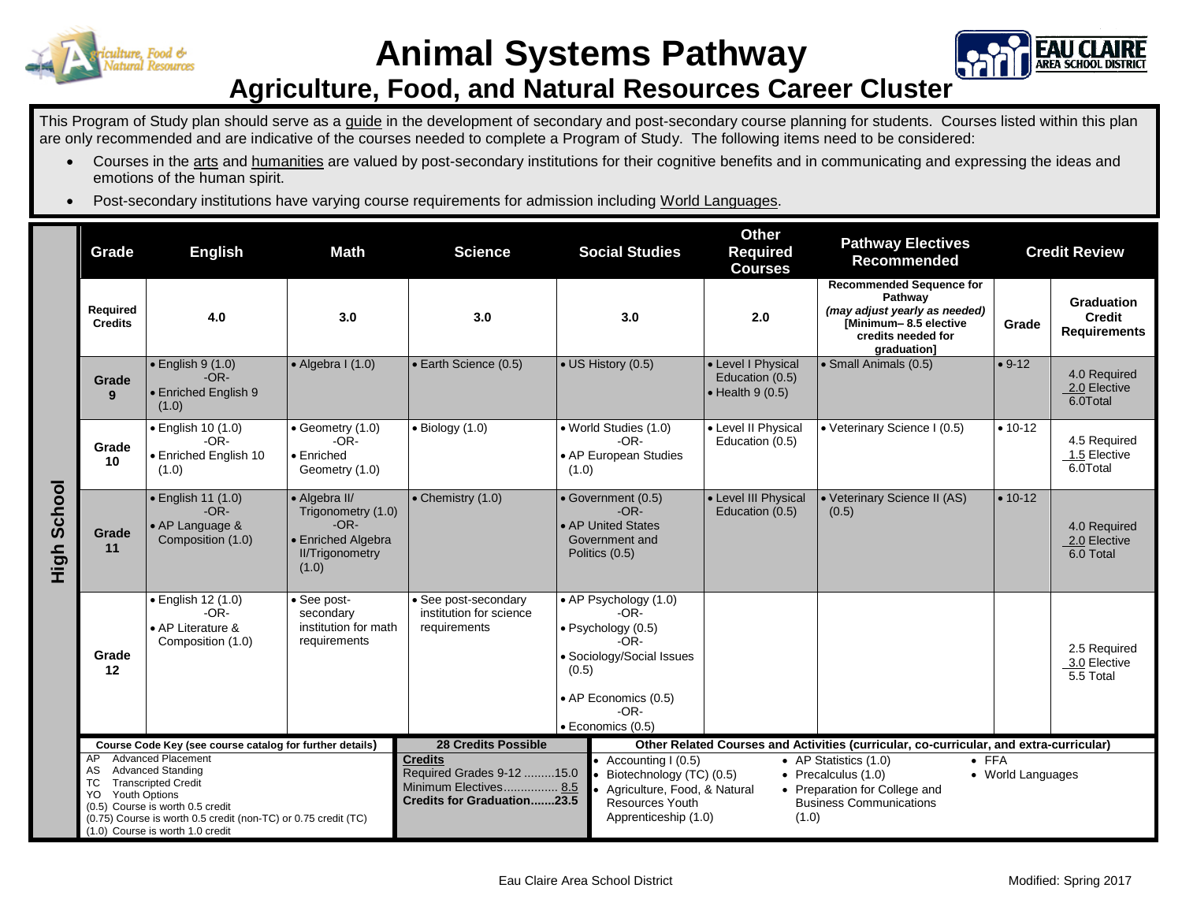# Animal Systems Pathway

## Agriculture, Food, and Natural Resources Career Cluster

This Program of Study plan should serve as a guide in the development of secondary and post-secondary course planning for students. Courses listed within this plan are only recommended and are indicative of the courses needed to complete a Program of Study. The following items need to be considered:

- Courses in the arts and humanities are valued by post-secondary institutions for their cognitive benefits and in communicating and expressing the ideas and emotions of the human spirit.
- Post-secondary institutions have varying course requirements for admission including World Languages.

**High School**

| Grade | English | Math | Science | Social Studies | Other Required Courses | Pathway Electives Recommended | Credit Review | |
|---|---|---|---|---|---|---|---|---|
| **Required Credits** | 4.0 | 3.0 | 3.0 | 3.0 | 2.0 | **Recommended Sequence for Pathway** *(may adjust yearly as needed)* **[Minimum– 8.5 elective credits needed for graduation]** | **Grade** | **Graduation Credit Requirements** |
| **Grade 9** | • English 9 (1.0) -OR- • Enriched English 9 (1.0) | • Algebra I (1.0) | • Earth Science (0.5) | • US History (0.5) | • Level I Physical Education (0.5) • Health 9 (0.5) | • Small Animals (0.5) | • 9-12 | 4.0 Required 2.0 Elective 6.0Total |
| **Grade 10** | • English 10 (1.0) -OR- • Enriched English 10 (1.0) | • Geometry (1.0) -OR- • Enriched Geometry (1.0) | • Biology (1.0) | • World Studies (1.0) -OR- • AP European Studies (1.0) | • Level II Physical Education (0.5) | • Veterinary Science I (0.5) | • 10-12 | 4.5 Required 1.5 Elective 6.0Total |
| **Grade 11** | • English 11 (1.0) -OR- • AP Language & Composition (1.0) | • Algebra II/ Trigonometry (1.0) -OR- • Enriched Algebra II/Trigonometry (1.0) | • Chemistry (1.0) | • Government (0.5) -OR- • AP United States Government and Politics (0.5) | • Level III Physical Education (0.5) | • Veterinary Science II (AS) (0.5) | • 10-12 | 4.0 Required 2.0 Elective 6.0 Total |
| **Grade 12** | • English 12 (1.0) -OR- • AP Literature & Composition (1.0) | • See post-secondary institution for math requirements | • See post-secondary institution for science requirements | • AP Psychology (1.0) -OR- • Psychology (0.5) -OR- • Sociology/Social Issues (0.5) • AP Economics (0.5) -OR- • Economics (0.5) | | | | 2.5 Required 3.0 Elective 5.5 Total |

**Course Code Key (see course catalog for further details)**

- AP Advanced Placement
- AS Advanced Standing
- TC Transcripted Credit
- YO Youth Options
- (0.5) Course is worth 0.5 credit
- (0.75) Course is worth 0.5 credit (non-TC) or 0.75 credit (TC)
- (1.0) Course is worth 1.0 credit

**28 Credits Possible**

**Credits**
Required Grades 9-12 .........15.0
Minimum Electives................ 8.5
**Credits for Graduation.......23.5**

**Other Related Courses and Activities (curricular, co-curricular, and extra-curricular)**

- Accounting I (0.5)
- Biotechnology (TC) (0.5)
- Agriculture, Food, & Natural Resources Youth Apprenticeship (1.0)
- AP Statistics (1.0)
- Precalculus (1.0)
- Preparation for College and Business Communications (1.0)
- FFA
- World Languages

Eau Claire Area School District

Modified: Spring 2017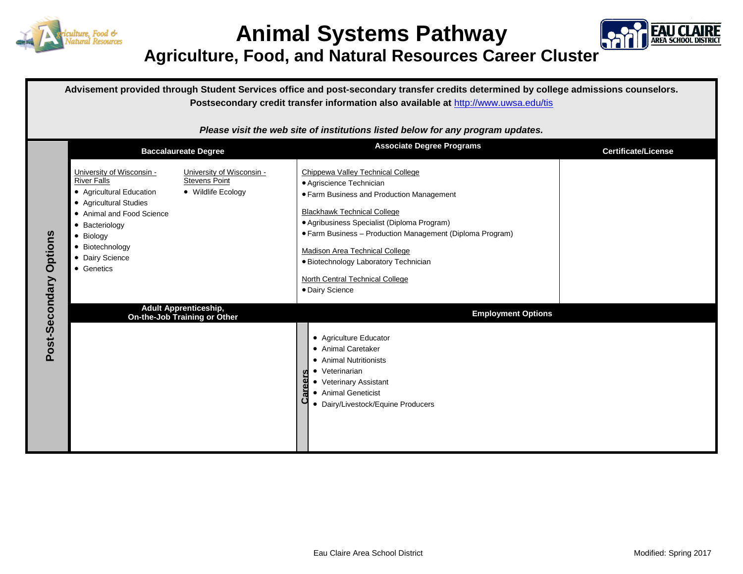# Animal Systems Pathway

## Agriculture, Food, and Natural Resources Career Cluster

**Advisement provided through Student Services office and post-secondary transfer credits determined by college admissions counselors.**
**Postsecondary credit transfer information also available at** http://www.uwsa.edu/tis

***Please visit the web site of institutions listed below for any program updates.***

## Post-Secondary Options

| Baccalaureate Degree | Associate Degree Programs | Certificate/License |
|---|---|---|
| University of Wisconsin - River Falls<br>• Agricultural Education<br>• Agricultural Studies<br>• Animal and Food Science<br>• Bacteriology<br>• Biology<br>• Biotechnology<br>• Dairy Science<br>• Genetics<br><br>University of Wisconsin - Stevens Point<br>• Wildlife Ecology | Chippewa Valley Technical College<br>• Agriscience Technician<br>• Farm Business and Production Management<br><br>Blackhawk Technical College<br>• Agribusiness Specialist (Diploma Program)<br>• Farm Business – Production Management (Diploma Program)<br><br>Madison Area Technical College<br>• Biotechnology Laboratory Technician<br><br>North Central Technical College<br>• Dairy Science | |

| Adult Apprenticeship, On-the-Job Training or Other | Employment Options |
|---|---|
| | **Careers**<br>• Agriculture Educator<br>• Animal Caretaker<br>• Animal Nutritionists<br>• Veterinarian<br>• Veterinary Assistant<br>• Animal Geneticist<br>• Dairy/Livestock/Equine Producers |

Eau Claire Area School District

Modified: Spring 2017